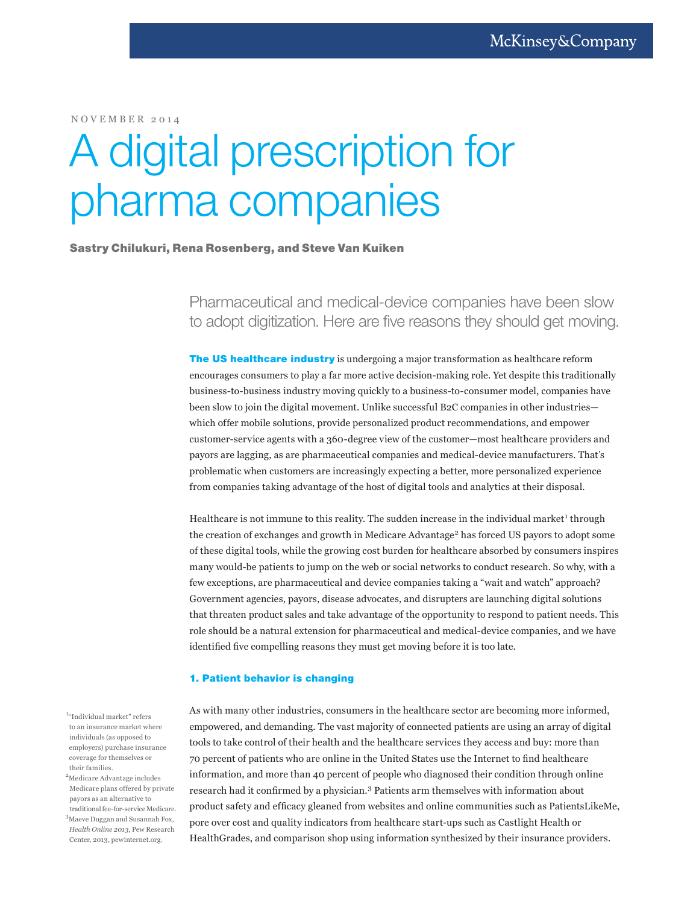McKinsey&Company

NOVEMBER 2014

# A digital prescription for pharma companies

**Sastry Chilukuri, Rena Rosenberg, and Steve Van Kuiken**

Pharmaceutical and medical-device companies have been slow to adopt digitization. Here are five reasons they should get moving.

**The US healthcare industry** is undergoing a major transformation as healthcare reform encourages consumers to play a far more active decision-making role. Yet despite this traditionally business-to-business industry moving quickly to a business-to-consumer model, companies have been slow to join the digital movement. Unlike successful B2C companies in other industries—which offer mobile solutions, provide personalized product recommendations, and empower customer-service agents with a 360-degree view of the customer—most healthcare providers and payors are lagging, as are pharmaceutical companies and medical-device manufacturers. That's problematic when customers are increasingly expecting a better, more personalized experience from companies taking advantage of the host of digital tools and analytics at their disposal.

Healthcare is not immune to this reality. The sudden increase in the individual market[1] through the creation of exchanges and growth in Medicare Advantage[2] has forced US payors to adopt some of these digital tools, while the growing cost burden for healthcare absorbed by consumers inspires many would-be patients to jump on the web or social networks to conduct research. So why, with a few exceptions, are pharmaceutical and device companies taking a "wait and watch" approach? Government agencies, payors, disease advocates, and disrupters are launching digital solutions that threaten product sales and take advantage of the opportunity to respond to patient needs. This role should be a natural extension for pharmaceutical and medical-device companies, and we have identified five compelling reasons they must get moving before it is too late.

## 1. Patient behavior is changing

As with many other industries, consumers in the healthcare sector are becoming more informed, empowered, and demanding. The vast majority of connected patients are using an array of digital tools to take control of their health and the healthcare services they access and buy: more than 70 percent of patients who are online in the United States use the Internet to find healthcare information, and more than 40 percent of people who diagnosed their condition through online research had it confirmed by a physician.[3] Patients arm themselves with information about product safety and efficacy gleaned from websites and online communities such as PatientsLikeMe, pore over cost and quality indicators from healthcare start-ups such as Castlight Health or HealthGrades, and comparison shop using information synthesized by their insurance providers.

[1] "Individual market" refers to an insurance market where individuals (as opposed to employers) purchase insurance coverage for themselves or their families.

[2] Medicare Advantage includes Medicare plans offered by private payors as an alternative to traditional fee-for-service Medicare.

[3] Maeve Duggan and Susannah Fox, *Health Online 2013*, Pew Research Center, 2013, pewinternet.org.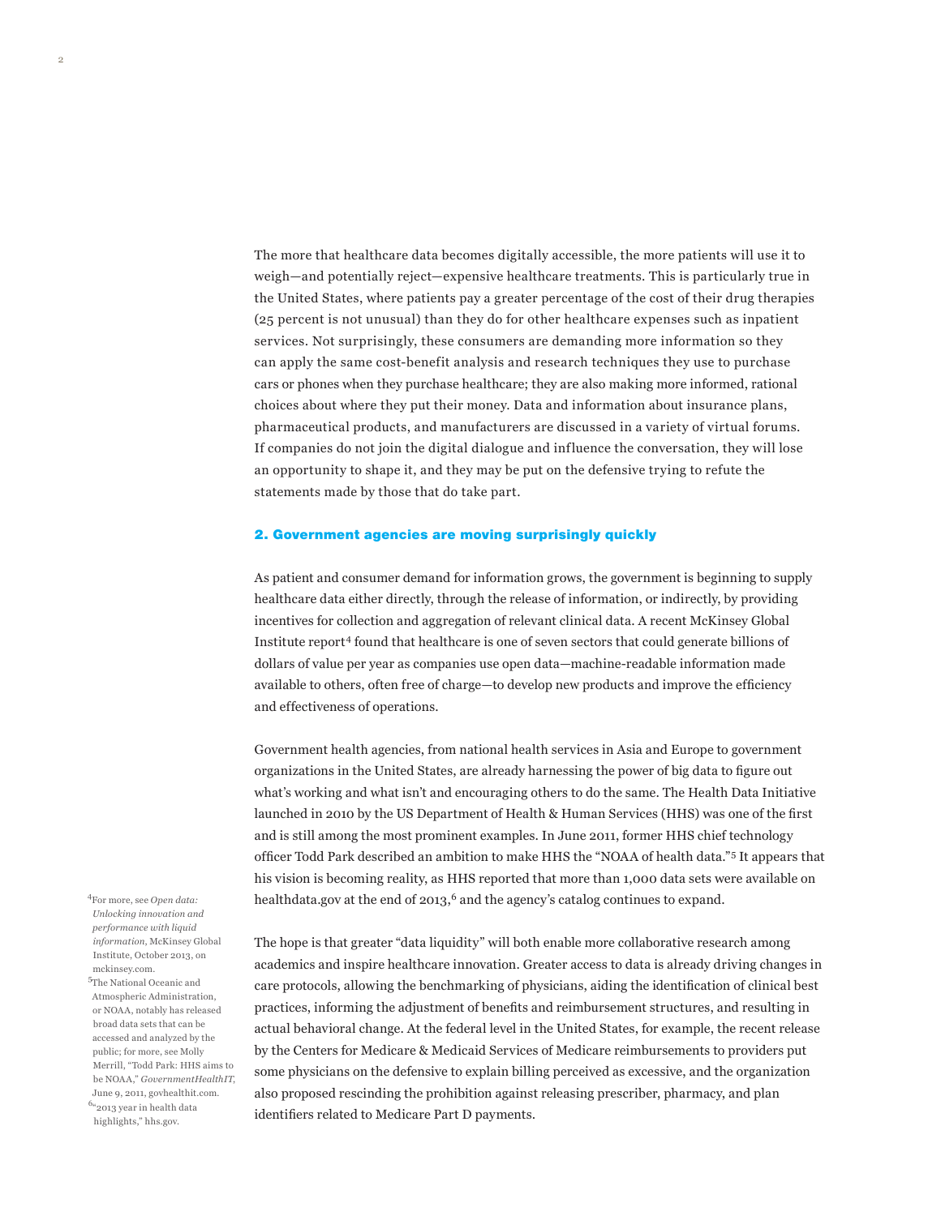The more that healthcare data becomes digitally accessible, the more patients will use it to weigh—and potentially reject—expensive healthcare treatments. This is particularly true in the United States, where patients pay a greater percentage of the cost of their drug therapies (25 percent is not unusual) than they do for other healthcare expenses such as inpatient services. Not surprisingly, these consumers are demanding more information so they can apply the same cost-benefit analysis and research techniques they use to purchase cars or phones when they purchase healthcare; they are also making more informed, rational choices about where they put their money. Data and information about insurance plans, pharmaceutical products, and manufacturers are discussed in a variety of virtual forums. If companies do not join the digital dialogue and influence the conversation, they will lose an opportunity to shape it, and they may be put on the defensive trying to refute the statements made by those that do take part.

## 2. Government agencies are moving surprisingly quickly

As patient and consumer demand for information grows, the government is beginning to supply healthcare data either directly, through the release of information, or indirectly, by providing incentives for collection and aggregation of relevant clinical data. A recent McKinsey Global Institute report[4] found that healthcare is one of seven sectors that could generate billions of dollars of value per year as companies use open data—machine-readable information made available to others, often free of charge—to develop new products and improve the efficiency and effectiveness of operations.

Government health agencies, from national health services in Asia and Europe to government organizations in the United States, are already harnessing the power of big data to figure out what's working and what isn't and encouraging others to do the same. The Health Data Initiative launched in 2010 by the US Department of Health & Human Services (HHS) was one of the first and is still among the most prominent examples. In June 2011, former HHS chief technology officer Todd Park described an ambition to make HHS the "NOAA of health data."[5] It appears that his vision is becoming reality, as HHS reported that more than 1,000 data sets were available on healthdata.gov at the end of 2013,[6] and the agency's catalog continues to expand.

The hope is that greater "data liquidity" will both enable more collaborative research among academics and inspire healthcare innovation. Greater access to data is already driving changes in care protocols, allowing the benchmarking of physicians, aiding the identification of clinical best practices, informing the adjustment of benefits and reimbursement structures, and resulting in actual behavioral change. At the federal level in the United States, for example, the recent release by the Centers for Medicare & Medicaid Services of Medicare reimbursements to providers put some physicians on the defensive to explain billing perceived as excessive, and the organization also proposed rescinding the prohibition against releasing prescriber, pharmacy, and plan identifiers related to Medicare Part D payments.

---

[4] For more, see *Open data: Unlocking innovation and performance with liquid information*, McKinsey Global Institute, October 2013, on mckinsey.com.

[5] The National Oceanic and Atmospheric Administration, or NOAA, notably has released broad data sets that can be accessed and analyzed by the public; for more, see Molly Merrill, "Todd Park: HHS aims to be NOAA," *GovernmentHealthIT*, June 9, 2011, govhealthit.com.

[6] "2013 year in health data highlights," hhs.gov.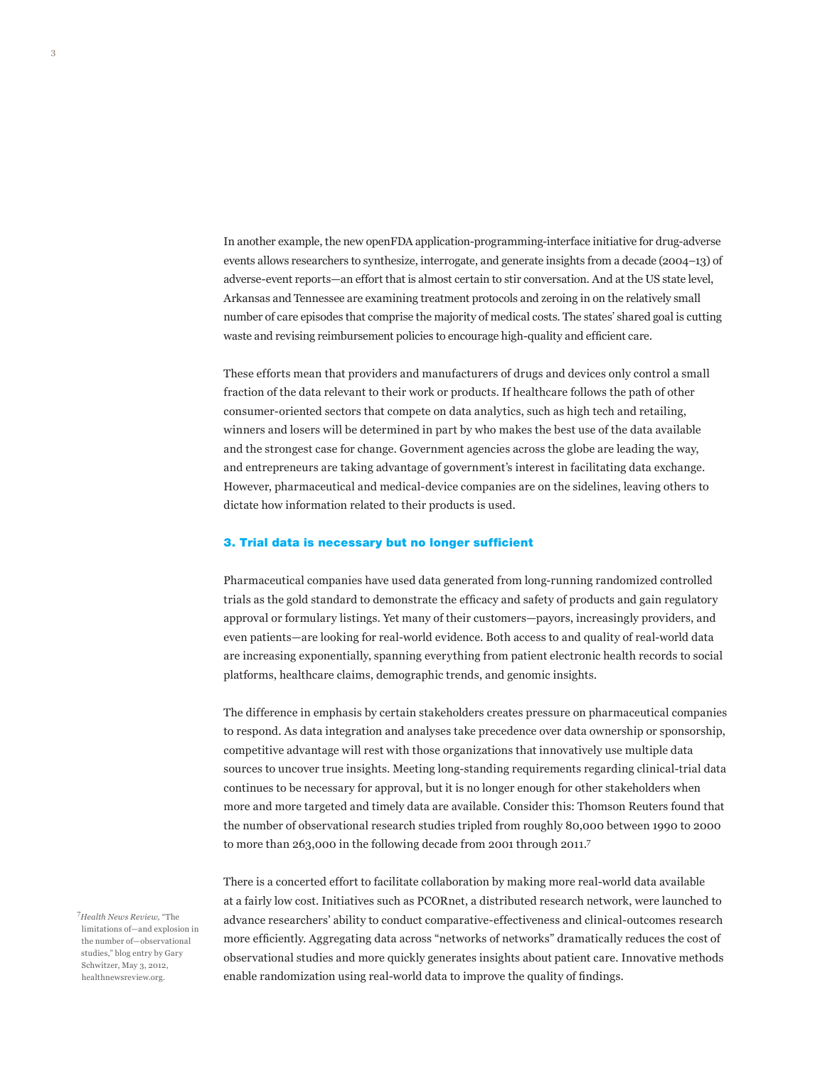In another example, the new openFDA application-programming-interface initiative for drug-adverse events allows researchers to synthesize, interrogate, and generate insights from a decade (2004–13) of adverse-event reports—an effort that is almost certain to stir conversation. And at the US state level, Arkansas and Tennessee are examining treatment protocols and zeroing in on the relatively small number of care episodes that comprise the majority of medical costs. The states' shared goal is cutting waste and revising reimbursement policies to encourage high-quality and efficient care.

These efforts mean that providers and manufacturers of drugs and devices only control a small fraction of the data relevant to their work or products. If healthcare follows the path of other consumer-oriented sectors that compete on data analytics, such as high tech and retailing, winners and losers will be determined in part by who makes the best use of the data available and the strongest case for change. Government agencies across the globe are leading the way, and entrepreneurs are taking advantage of government's interest in facilitating data exchange. However, pharmaceutical and medical-device companies are on the sidelines, leaving others to dictate how information related to their products is used.

### 3. Trial data is necessary but no longer sufficient

Pharmaceutical companies have used data generated from long-running randomized controlled trials as the gold standard to demonstrate the efficacy and safety of products and gain regulatory approval or formulary listings. Yet many of their customers—payors, increasingly providers, and even patients—are looking for real-world evidence. Both access to and quality of real-world data are increasing exponentially, spanning everything from patient electronic health records to social platforms, healthcare claims, demographic trends, and genomic insights.

The difference in emphasis by certain stakeholders creates pressure on pharmaceutical companies to respond. As data integration and analyses take precedence over data ownership or sponsorship, competitive advantage will rest with those organizations that innovatively use multiple data sources to uncover true insights. Meeting long-standing requirements regarding clinical-trial data continues to be necessary for approval, but it is no longer enough for other stakeholders when more and more targeted and timely data are available. Consider this: Thomson Reuters found that the number of observational research studies tripled from roughly 80,000 between 1990 to 2000 to more than 263,000 in the following decade from 2001 through 2011.[7]

There is a concerted effort to facilitate collaboration by making more real-world data available at a fairly low cost. Initiatives such as PCORnet, a distributed research network, were launched to advance researchers' ability to conduct comparative-effectiveness and clinical-outcomes research more efficiently. Aggregating data across "networks of networks" dramatically reduces the cost of observational studies and more quickly generates insights about patient care. Innovative methods enable randomization using real-world data to improve the quality of findings.

[7] *Health News Review,* "The limitations of—and explosion in the number of—observational studies," blog entry by Gary Schwitzer, May 3, 2012, healthnewsreview.org.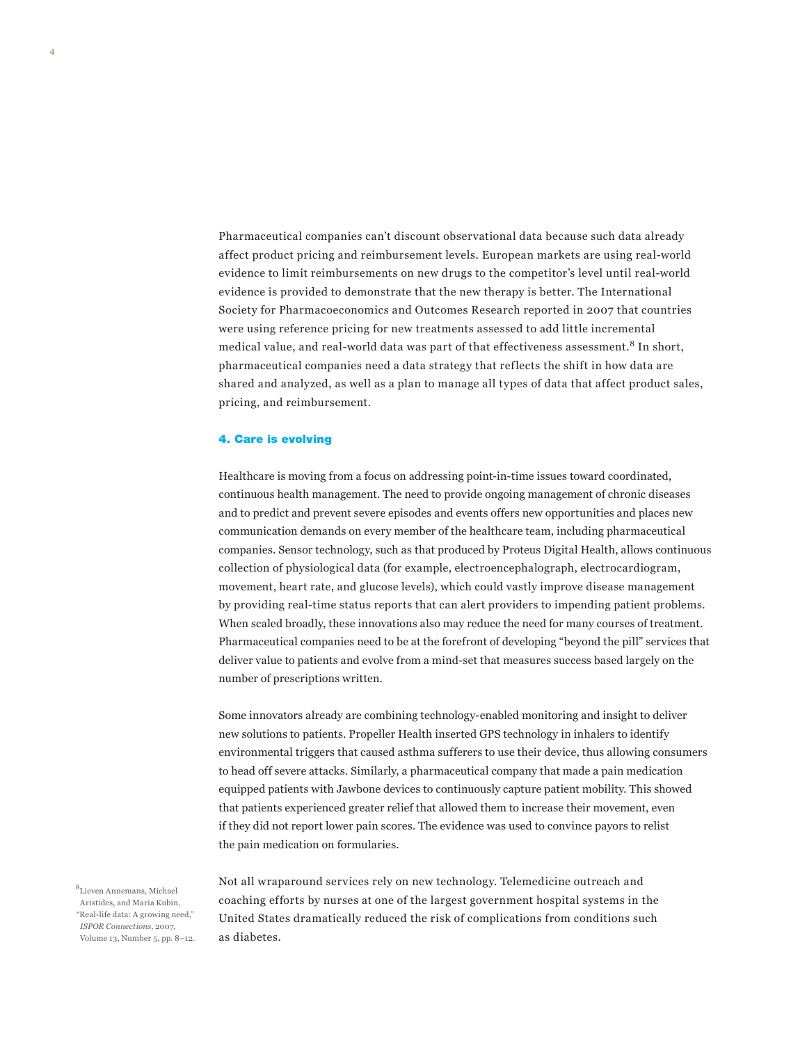Pharmaceutical companies can't discount observational data because such data already affect product pricing and reimbursement levels. European markets are using real-world evidence to limit reimbursements on new drugs to the competitor's level until real-world evidence is provided to demonstrate that the new therapy is better. The International Society for Pharmacoeconomics and Outcomes Research reported in 2007 that countries were using reference pricing for new treatments assessed to add little incremental medical value, and real-world data was part of that effectiveness assessment.[8] In short, pharmaceutical companies need a data strategy that reflects the shift in how data are shared and analyzed, as well as a plan to manage all types of data that affect product sales, pricing, and reimbursement.

### 4. Care is evolving

Healthcare is moving from a focus on addressing point-in-time issues toward coordinated, continuous health management. The need to provide ongoing management of chronic diseases and to predict and prevent severe episodes and events offers new opportunities and places new communication demands on every member of the healthcare team, including pharmaceutical companies. Sensor technology, such as that produced by Proteus Digital Health, allows continuous collection of physiological data (for example, electroencephalograph, electrocardiogram, movement, heart rate, and glucose levels), which could vastly improve disease management by providing real-time status reports that can alert providers to impending patient problems. When scaled broadly, these innovations also may reduce the need for many courses of treatment. Pharmaceutical companies need to be at the forefront of developing "beyond the pill" services that deliver value to patients and evolve from a mind-set that measures success based largely on the number of prescriptions written.

Some innovators already are combining technology-enabled monitoring and insight to deliver new solutions to patients. Propeller Health inserted GPS technology in inhalers to identify environmental triggers that caused asthma sufferers to use their device, thus allowing consumers to head off severe attacks. Similarly, a pharmaceutical company that made a pain medication equipped patients with Jawbone devices to continuously capture patient mobility. This showed that patients experienced greater relief that allowed them to increase their movement, even if they did not report lower pain scores. The evidence was used to convince payors to relist the pain medication on formularies.

Not all wraparound services rely on new technology. Telemedicine outreach and coaching efforts by nurses at one of the largest government hospital systems in the United States dramatically reduced the risk of complications from conditions such as diabetes.

[8] Lieven Annemans, Michael Aristides, and Maria Kubin, "Real-life data: A growing need," *ISPOR Connections*, 2007, Volume 13, Number 5, pp. 8–12.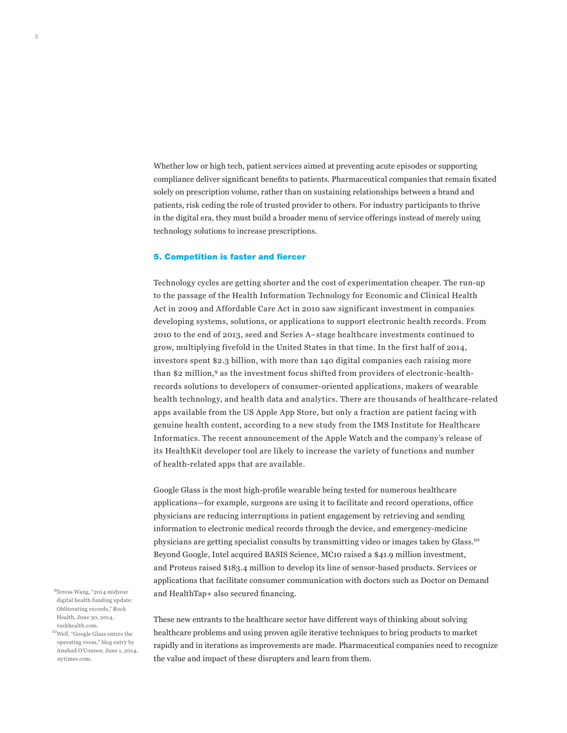Whether low or high tech, patient services aimed at preventing acute episodes or supporting compliance deliver significant benefits to patients. Pharmaceutical companies that remain fixated solely on prescription volume, rather than on sustaining relationships between a brand and patients, risk ceding the role of trusted provider to others. For industry participants to thrive in the digital era, they must build a broader menu of service offerings instead of merely using technology solutions to increase prescriptions.

## 5. Competition is faster and fiercer

Technology cycles are getting shorter and the cost of experimentation cheaper. The run-up to the passage of the Health Information Technology for Economic and Clinical Health Act in 2009 and Affordable Care Act in 2010 saw significant investment in companies developing systems, solutions, or applications to support electronic health records. From 2010 to the end of 2013, seed and Series A–stage healthcare investments continued to grow, multiplying fivefold in the United States in that time. In the first half of 2014, investors spent $2.3 billion, with more than 140 digital companies each raising more than $2 million,[9] as the investment focus shifted from providers of electronic-health-records solutions to developers of consumer-oriented applications, makers of wearable health technology, and health data and analytics. There are thousands of healthcare-related apps available from the US Apple App Store, but only a fraction are patient facing with genuine health content, according to a new study from the IMS Institute for Healthcare Informatics. The recent announcement of the Apple Watch and the company's release of its HealthKit developer tool are likely to increase the variety of functions and number of health-related apps that are available.

Google Glass is the most high-profile wearable being tested for numerous healthcare applications—for example, surgeons are using it to facilitate and record operations, office physicians are reducing interruptions in patient engagement by retrieving and sending information to electronic medical records through the device, and emergency-medicine physicians are getting specialist consults by transmitting video or images taken by Glass.[10] Beyond Google, Intel acquired BASIS Science, MC10 raised a $41.9 million investment, and Proteus raised $183.4 million to develop its line of sensor-based products. Services or applications that facilitate consumer communication with doctors such as Doctor on Demand and HealthTap+ also secured financing.

These new entrants to the healthcare sector have different ways of thinking about solving healthcare problems and using proven agile iterative techniques to bring products to market rapidly and in iterations as improvements are made. Pharmaceutical companies need to recognize the value and impact of these disrupters and learn from them.

[9] Teresa Wang, "2014 midyear digital health funding update: Obliterating records," Rock Health, June 30, 2014, rockhealth.com.

[10] *Well*, "Google Glass enters the operating room," blog entry by Anahad O'Connor, June 1, 2014, nytimes.com.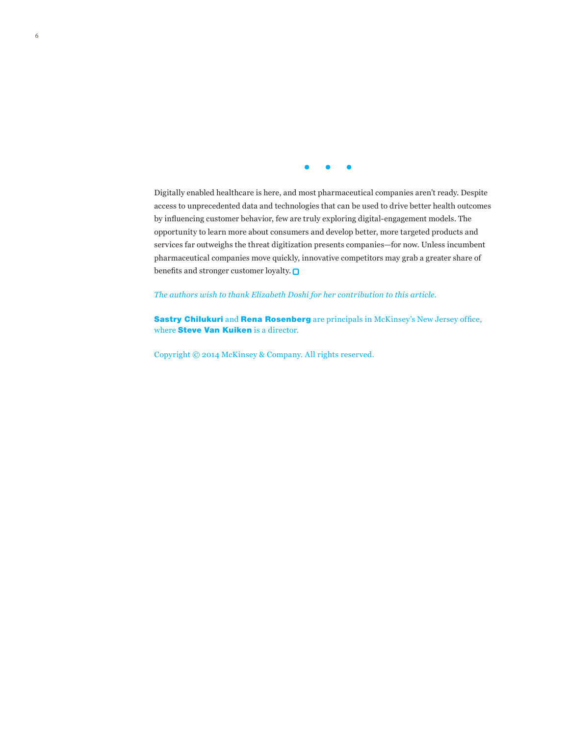• • •

Digitally enabled healthcare is here, and most pharmaceutical companies aren't ready. Despite access to unprecedented data and technologies that can be used to drive better health outcomes by influencing customer behavior, few are truly exploring digital-engagement models. The opportunity to learn more about consumers and develop better, more targeted products and services far outweighs the threat digitization presents companies—for now. Unless incumbent pharmaceutical companies move quickly, innovative competitors may grab a greater share of benefits and stronger customer loyalty.

*The authors wish to thank Elizabeth Doshi for her contribution to this article.*

**Sastry Chilukuri** and **Rena Rosenberg** are principals in McKinsey's New Jersey office, where **Steve Van Kuiken** is a director.

Copyright © 2014 McKinsey & Company. All rights reserved.